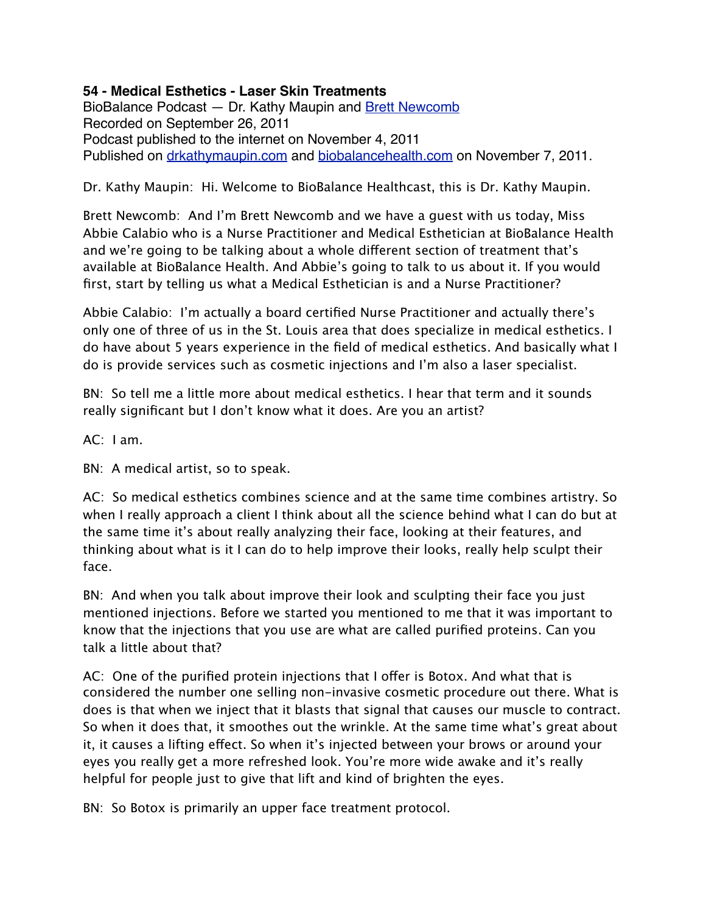**54 - Medical Esthetics - Laser Skin Treatments**
BioBalance Podcast — Dr. Kathy Maupin and Brett Newcomb
Recorded on September 26, 2011
Podcast published to the internet on November 4, 2011
Published on drkathymaupin.com and biobalancehealth.com on November 7, 2011.

Dr. Kathy Maupin: Hi. Welcome to BioBalance Healthcast, this is Dr. Kathy Maupin.

Brett Newcomb: And I'm Brett Newcomb and we have a guest with us today, Miss Abbie Calabio who is a Nurse Practitioner and Medical Esthetician at BioBalance Health and we're going to be talking about a whole different section of treatment that's available at BioBalance Health. And Abbie's going to talk to us about it. If you would first, start by telling us what a Medical Esthetician is and a Nurse Practitioner?

Abbie Calabio: I'm actually a board certified Nurse Practitioner and actually there's only one of three of us in the St. Louis area that does specialize in medical esthetics. I do have about 5 years experience in the field of medical esthetics. And basically what I do is provide services such as cosmetic injections and I'm also a laser specialist.

BN: So tell me a little more about medical esthetics. I hear that term and it sounds really significant but I don't know what it does. Are you an artist?

AC: I am.

BN: A medical artist, so to speak.

AC: So medical esthetics combines science and at the same time combines artistry. So when I really approach a client I think about all the science behind what I can do but at the same time it's about really analyzing their face, looking at their features, and thinking about what is it I can do to help improve their looks, really help sculpt their face.

BN: And when you talk about improve their look and sculpting their face you just mentioned injections. Before we started you mentioned to me that it was important to know that the injections that you use are what are called purified proteins. Can you talk a little about that?

AC: One of the purified protein injections that I offer is Botox. And what that is considered the number one selling non-invasive cosmetic procedure out there. What is does is that when we inject that it blasts that signal that causes our muscle to contract. So when it does that, it smoothes out the wrinkle. At the same time what's great about it, it causes a lifting effect. So when it's injected between your brows or around your eyes you really get a more refreshed look. You're more wide awake and it's really helpful for people just to give that lift and kind of brighten the eyes.

BN: So Botox is primarily an upper face treatment protocol.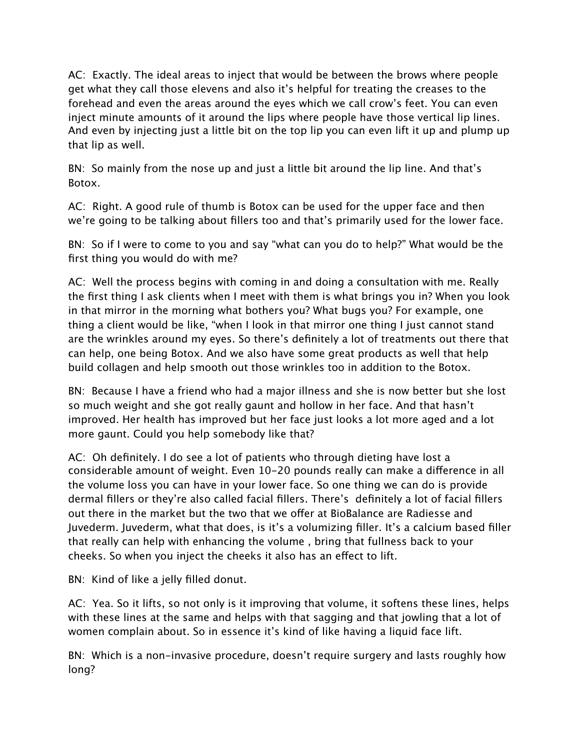AC: Exactly. The ideal areas to inject that would be between the brows where people get what they call those elevens and also it's helpful for treating the creases to the forehead and even the areas around the eyes which we call crow's feet. You can even inject minute amounts of it around the lips where people have those vertical lip lines. And even by injecting just a little bit on the top lip you can even lift it up and plump up that lip as well.

BN: So mainly from the nose up and just a little bit around the lip line. And that's Botox.

AC: Right. A good rule of thumb is Botox can be used for the upper face and then we're going to be talking about fillers too and that's primarily used for the lower face.

BN: So if I were to come to you and say "what can you do to help?" What would be the first thing you would do with me?

AC: Well the process begins with coming in and doing a consultation with me. Really the first thing I ask clients when I meet with them is what brings you in? When you look in that mirror in the morning what bothers you? What bugs you? For example, one thing a client would be like, "when I look in that mirror one thing I just cannot stand are the wrinkles around my eyes. So there's definitely a lot of treatments out there that can help, one being Botox. And we also have some great products as well that help build collagen and help smooth out those wrinkles too in addition to the Botox.

BN: Because I have a friend who had a major illness and she is now better but she lost so much weight and she got really gaunt and hollow in her face. And that hasn't improved. Her health has improved but her face just looks a lot more aged and a lot more gaunt. Could you help somebody like that?

AC: Oh definitely. I do see a lot of patients who through dieting have lost a considerable amount of weight. Even 10-20 pounds really can make a difference in all the volume loss you can have in your lower face. So one thing we can do is provide dermal fillers or they're also called facial fillers. There's definitely a lot of facial fillers out there in the market but the two that we offer at BioBalance are Radiesse and Juvederm. Juvederm, what that does, is it's a volumizing filler. It's a calcium based filler that really can help with enhancing the volume , bring that fullness back to your cheeks. So when you inject the cheeks it also has an effect to lift.

BN: Kind of like a jelly filled donut.

AC: Yea. So it lifts, so not only is it improving that volume, it softens these lines, helps with these lines at the same and helps with that sagging and that jowling that a lot of women complain about. So in essence it's kind of like having a liquid face lift.

BN: Which is a non-invasive procedure, doesn't require surgery and lasts roughly how long?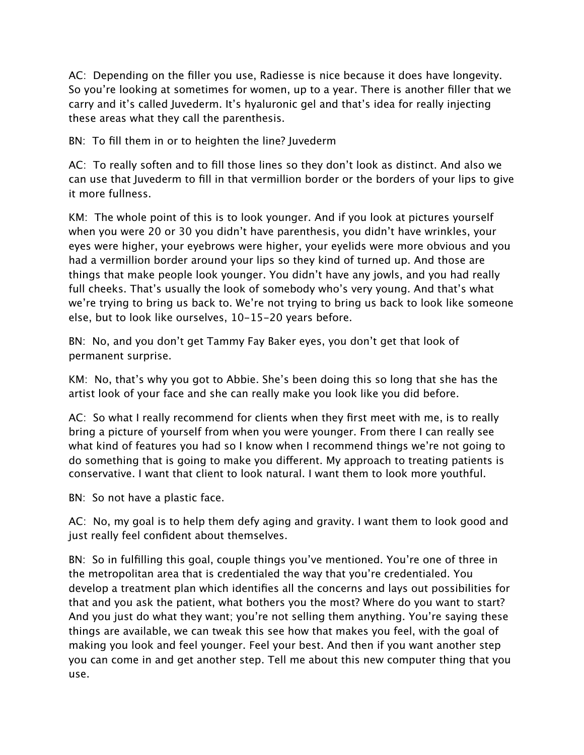AC: Depending on the filler you use, Radiesse is nice because it does have longevity. So you're looking at sometimes for women, up to a year. There is another filler that we carry and it's called Juvederm. It's hyaluronic gel and that's idea for really injecting these areas what they call the parenthesis.

BN: To fill them in or to heighten the line? Juvederm

AC: To really soften and to fill those lines so they don't look as distinct. And also we can use that Juvederm to fill in that vermillion border or the borders of your lips to give it more fullness.

KM: The whole point of this is to look younger. And if you look at pictures yourself when you were 20 or 30 you didn't have parenthesis, you didn't have wrinkles, your eyes were higher, your eyebrows were higher, your eyelids were more obvious and you had a vermillion border around your lips so they kind of turned up. And those are things that make people look younger. You didn't have any jowls, and you had really full cheeks. That's usually the look of somebody who's very young. And that's what we're trying to bring us back to. We're not trying to bring us back to look like someone else, but to look like ourselves, 10-15-20 years before.

BN: No, and you don't get Tammy Fay Baker eyes, you don't get that look of permanent surprise.

KM: No, that's why you got to Abbie. She's been doing this so long that she has the artist look of your face and she can really make you look like you did before.

AC: So what I really recommend for clients when they first meet with me, is to really bring a picture of yourself from when you were younger. From there I can really see what kind of features you had so I know when I recommend things we're not going to do something that is going to make you different. My approach to treating patients is conservative. I want that client to look natural. I want them to look more youthful.

BN: So not have a plastic face.

AC: No, my goal is to help them defy aging and gravity. I want them to look good and just really feel confident about themselves.

BN: So in fulfilling this goal, couple things you've mentioned. You're one of three in the metropolitan area that is credentialed the way that you're credentialed. You develop a treatment plan which identifies all the concerns and lays out possibilities for that and you ask the patient, what bothers you the most? Where do you want to start? And you just do what they want; you're not selling them anything. You're saying these things are available, we can tweak this see how that makes you feel, with the goal of making you look and feel younger. Feel your best. And then if you want another step you can come in and get another step. Tell me about this new computer thing that you use.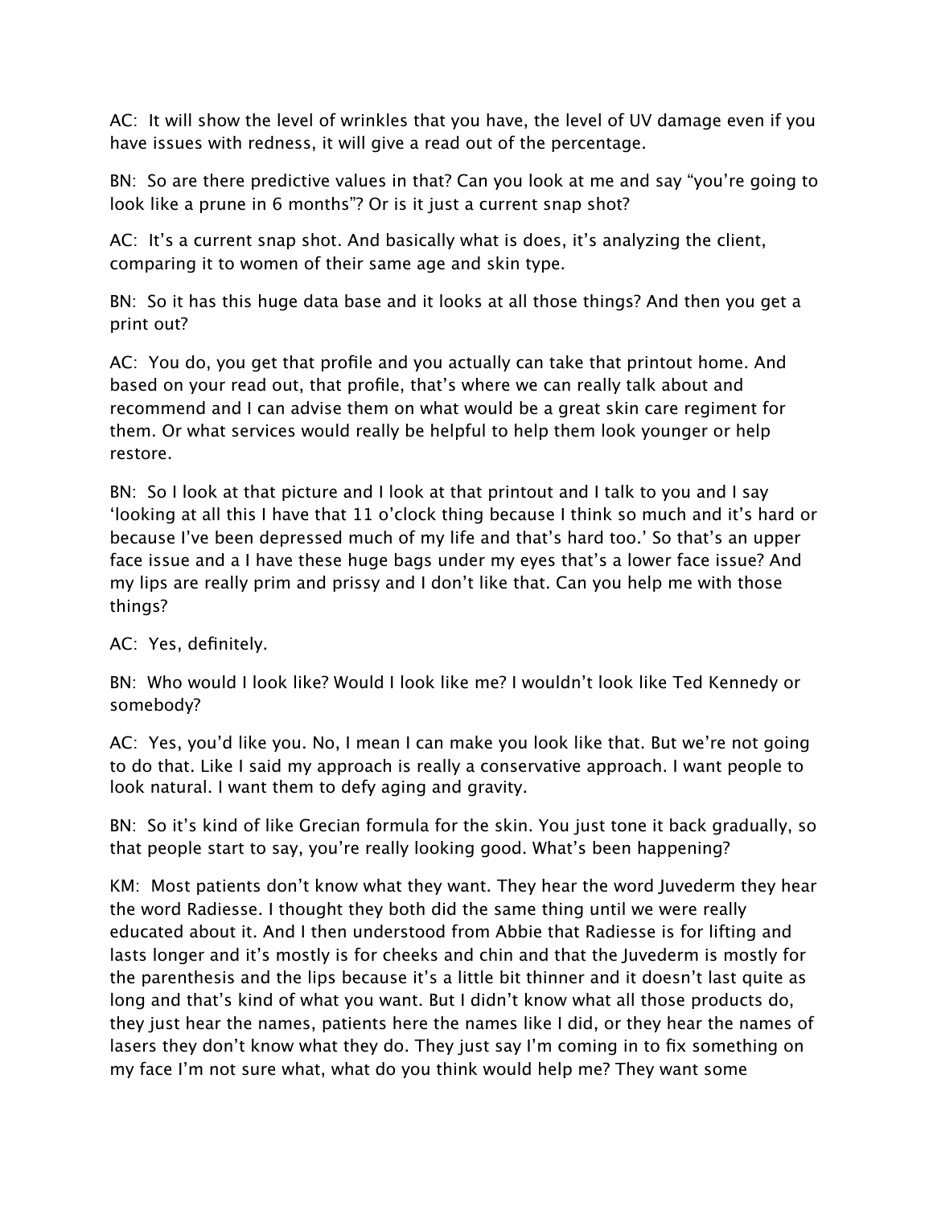AC: It will show the level of wrinkles that you have, the level of UV damage even if you have issues with redness, it will give a read out of the percentage.

BN: So are there predictive values in that? Can you look at me and say "you're going to look like a prune in 6 months"? Or is it just a current snap shot?

AC: It's a current snap shot. And basically what is does, it's analyzing the client, comparing it to women of their same age and skin type.

BN: So it has this huge data base and it looks at all those things? And then you get a print out?

AC: You do, you get that profile and you actually can take that printout home. And based on your read out, that profile, that's where we can really talk about and recommend and I can advise them on what would be a great skin care regiment for them. Or what services would really be helpful to help them look younger or help restore.

BN: So I look at that picture and I look at that printout and I talk to you and I say 'looking at all this I have that 11 o'clock thing because I think so much and it's hard or because I've been depressed much of my life and that's hard too.' So that's an upper face issue and a I have these huge bags under my eyes that's a lower face issue? And my lips are really prim and prissy and I don't like that. Can you help me with those things?

AC: Yes, definitely.

BN: Who would I look like? Would I look like me? I wouldn't look like Ted Kennedy or somebody?

AC: Yes, you'd like you. No, I mean I can make you look like that. But we're not going to do that. Like I said my approach is really a conservative approach. I want people to look natural. I want them to defy aging and gravity.

BN: So it's kind of like Grecian formula for the skin. You just tone it back gradually, so that people start to say, you're really looking good. What's been happening?

KM: Most patients don't know what they want. They hear the word Juvederm they hear the word Radiesse. I thought they both did the same thing until we were really educated about it. And I then understood from Abbie that Radiesse is for lifting and lasts longer and it's mostly is for cheeks and chin and that the Juvederm is mostly for the parenthesis and the lips because it's a little bit thinner and it doesn't last quite as long and that's kind of what you want. But I didn't know what all those products do, they just hear the names, patients here the names like I did, or they hear the names of lasers they don't know what they do. They just say I'm coming in to fix something on my face I'm not sure what, what do you think would help me? They want some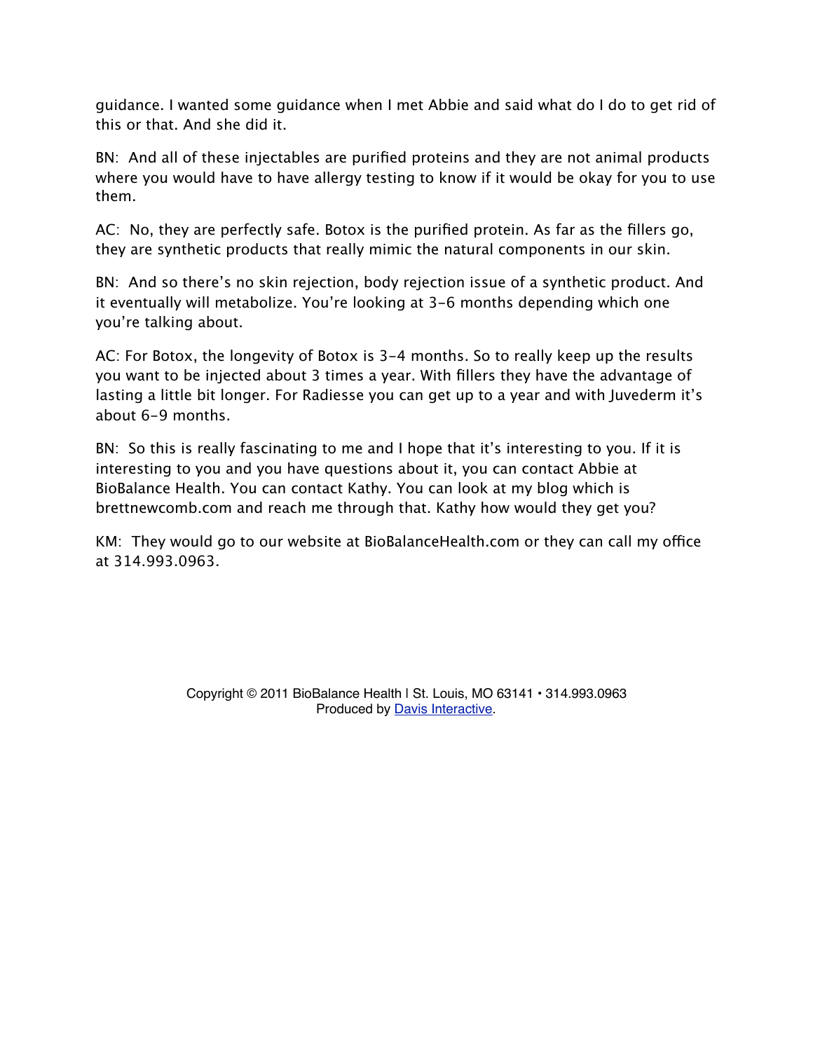guidance. I wanted some guidance when I met Abbie and said what do I do to get rid of this or that. And she did it.

BN: And all of these injectables are purified proteins and they are not animal products where you would have to have allergy testing to know if it would be okay for you to use them.

AC: No, they are perfectly safe. Botox is the purified protein. As far as the fillers go, they are synthetic products that really mimic the natural components in our skin.

BN: And so there's no skin rejection, body rejection issue of a synthetic product. And it eventually will metabolize. You're looking at 3-6 months depending which one you're talking about.

AC: For Botox, the longevity of Botox is 3-4 months. So to really keep up the results you want to be injected about 3 times a year. With fillers they have the advantage of lasting a little bit longer. For Radiesse you can get up to a year and with Juvederm it's about 6-9 months.

BN: So this is really fascinating to me and I hope that it's interesting to you. If it is interesting to you and you have questions about it, you can contact Abbie at BioBalance Health. You can contact Kathy. You can look at my blog which is brettnewcomb.com and reach me through that. Kathy how would they get you?

KM: They would go to our website at BioBalanceHealth.com or they can call my office at 314.993.0963.

Copyright © 2011 BioBalance Health | St. Louis, MO 63141 • 314.993.0963
Produced by [Davis Interactive](#).